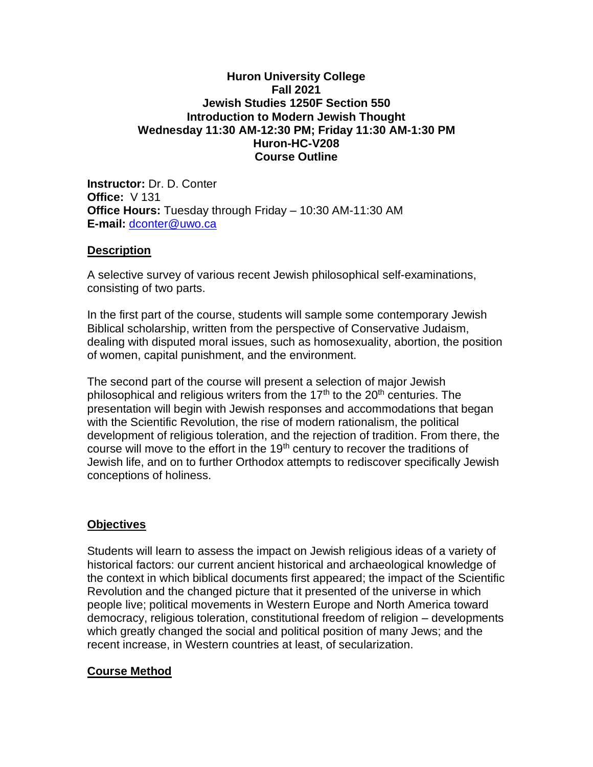**Huron University College**
**Fall 2021**
**Jewish Studies 1250F Section 550**
**Introduction to Modern Jewish Thought**
**Wednesday 11:30 AM-12:30 PM; Friday 11:30 AM-1:30 PM**
**Huron-HC-V208**
**Course Outline**

**Instructor:** Dr. D. Conter
**Office:** V 131
**Office Hours:** Tuesday through Friday – 10:30 AM-11:30 AM
**E-mail:** dconter@uwo.ca

## Description

A selective survey of various recent Jewish philosophical self-examinations, consisting of two parts.

In the first part of the course, students will sample some contemporary Jewish Biblical scholarship, written from the perspective of Conservative Judaism, dealing with disputed moral issues, such as homosexuality, abortion, the position of women, capital punishment, and the environment.

The second part of the course will present a selection of major Jewish philosophical and religious writers from the 17th to the 20th centuries. The presentation will begin with Jewish responses and accommodations that began with the Scientific Revolution, the rise of modern rationalism, the political development of religious toleration, and the rejection of tradition. From there, the course will move to the effort in the 19th century to recover the traditions of Jewish life, and on to further Orthodox attempts to rediscover specifically Jewish conceptions of holiness.

## Objectives

Students will learn to assess the impact on Jewish religious ideas of a variety of historical factors: our current ancient historical and archaeological knowledge of the context in which biblical documents first appeared; the impact of the Scientific Revolution and the changed picture that it presented of the universe in which people live; political movements in Western Europe and North America toward democracy, religious toleration, constitutional freedom of religion – developments which greatly changed the social and political position of many Jews; and the recent increase, in Western countries at least, of secularization.

## Course Method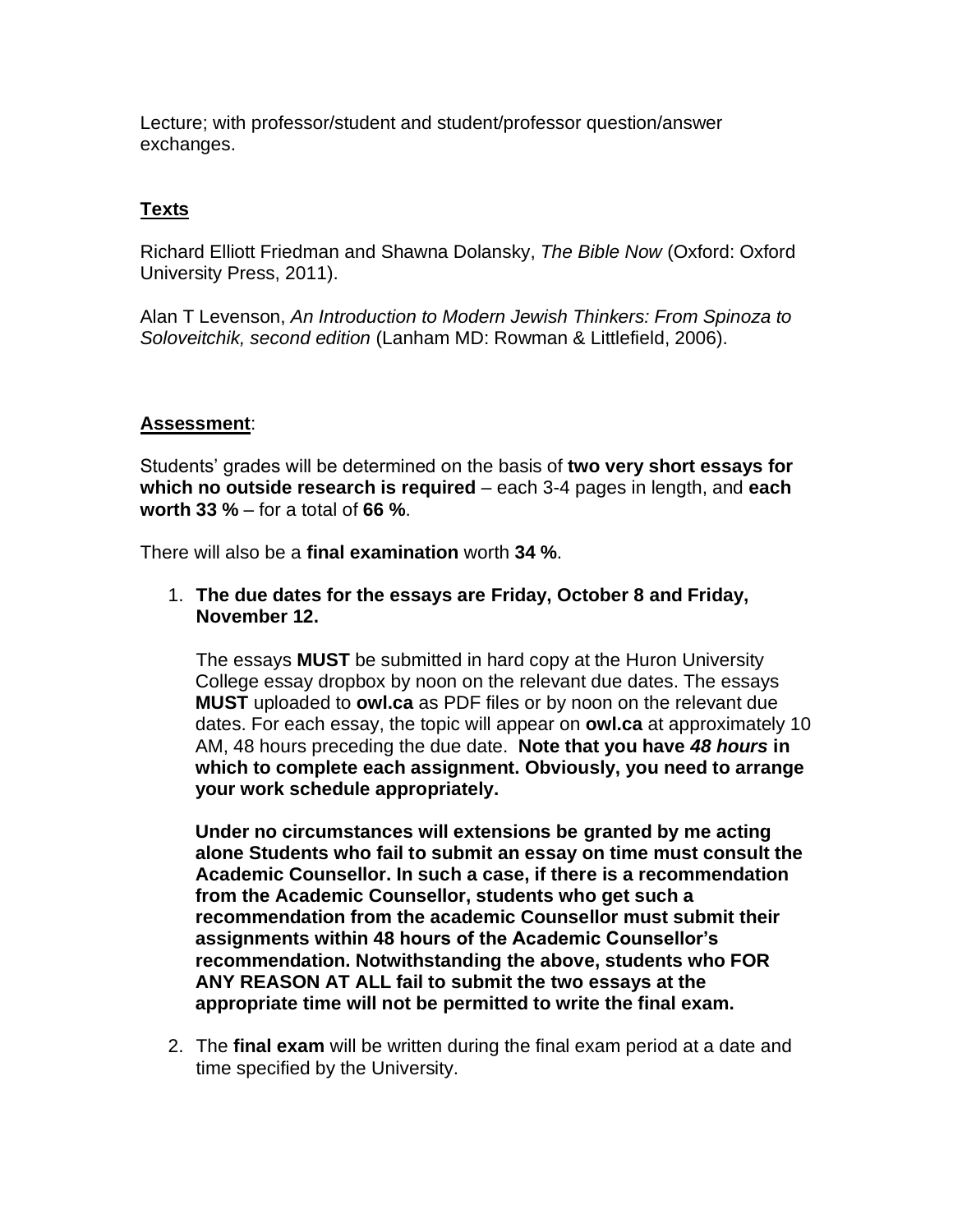Lecture; with professor/student and student/professor question/answer exchanges.

## Texts

Richard Elliott Friedman and Shawna Dolansky, *The Bible Now* (Oxford: Oxford University Press, 2011).

Alan T Levenson, *An Introduction to Modern Jewish Thinkers: From Spinoza to Soloveitchik, second edition* (Lanham MD: Rowman & Littlefield, 2006).

## Assessment:

Students' grades will be determined on the basis of **two very short essays for which no outside research is required** – each 3-4 pages in length, and **each worth 33 %** – for a total of **66 %**.

There will also be a **final examination** worth **34 %**.

1. **The due dates for the essays are Friday, October 8 and Friday, November 12.**

   The essays **MUST** be submitted in hard copy at the Huron University College essay dropbox by noon on the relevant due dates. The essays **MUST** uploaded to **owl.ca** as PDF files or by noon on the relevant due dates. For each essay, the topic will appear on **owl.ca** at approximately 10 AM, 48 hours preceding the due date. **Note that you have *48 hours* in which to complete each assignment. Obviously, you need to arrange your work schedule appropriately.**

   **Under no circumstances will extensions be granted by me acting alone Students who fail to submit an essay on time must consult the Academic Counsellor. In such a case, if there is a recommendation from the Academic Counsellor, students who get such a recommendation from the academic Counsellor must submit their assignments within 48 hours of the Academic Counsellor's recommendation. Notwithstanding the above, students who FOR ANY REASON AT ALL fail to submit the two essays at the appropriate time will not be permitted to write the final exam.**

2. The **final exam** will be written during the final exam period at a date and time specified by the University.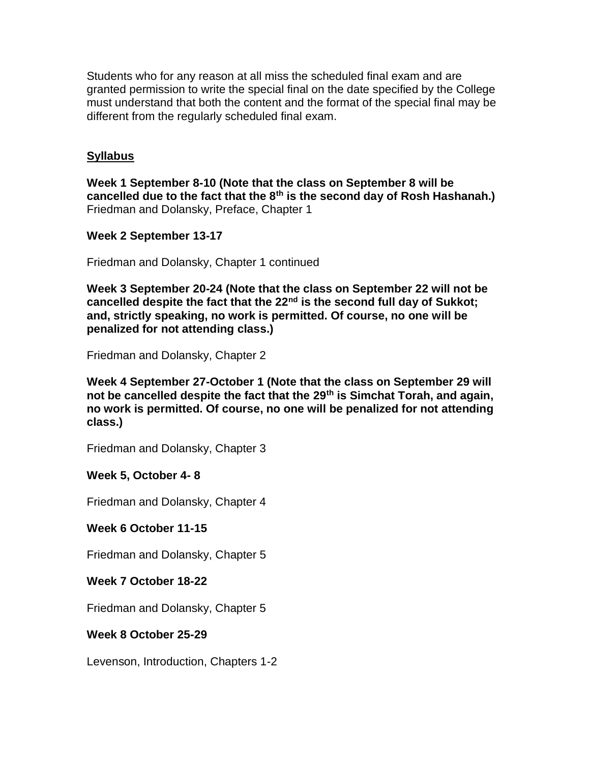Students who for any reason at all miss the scheduled final exam and are granted permission to write the special final on the date specified by the College must understand that both the content and the format of the special final may be different from the regularly scheduled final exam.

## Syllabus

**Week 1 September 8-10 (Note that the class on September 8 will be cancelled due to the fact that the 8th is the second day of Rosh Hashanah.)**
Friedman and Dolansky, Preface, Chapter 1

**Week 2 September 13-17**

Friedman and Dolansky, Chapter 1 continued

**Week 3 September 20-24 (Note that the class on September 22 will not be cancelled despite the fact that the 22nd is the second full day of Sukkot; and, strictly speaking, no work is permitted. Of course, no one will be penalized for not attending class.)**

Friedman and Dolansky, Chapter 2

**Week 4 September 27-October 1 (Note that the class on September 29 will not be cancelled despite the fact that the 29th is Simchat Torah, and again, no work is permitted. Of course, no one will be penalized for not attending class.)**

Friedman and Dolansky, Chapter 3

**Week 5, October 4- 8**

Friedman and Dolansky, Chapter 4

**Week 6 October 11-15**

Friedman and Dolansky, Chapter 5

**Week 7 October 18-22**

Friedman and Dolansky, Chapter 5

**Week 8 October 25-29**

Levenson, Introduction, Chapters 1-2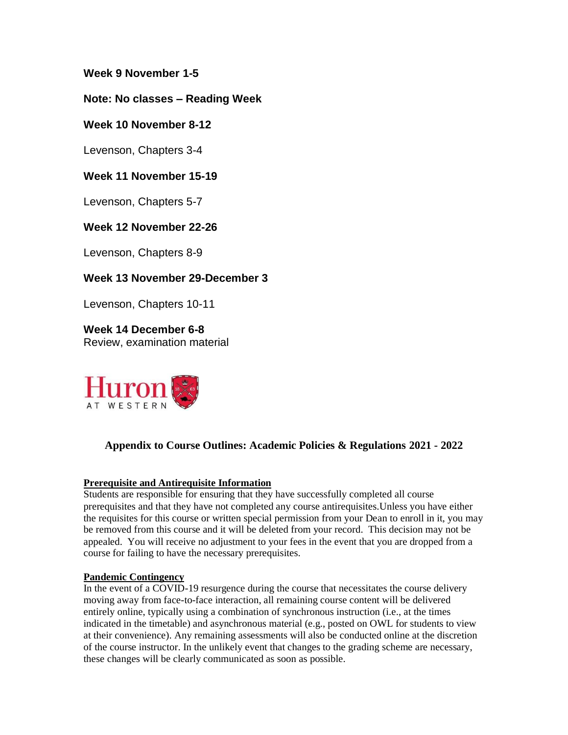**Week 9 November 1-5**

**Note: No classes – Reading Week**

**Week 10 November 8-12**

Levenson, Chapters 3-4

**Week 11 November 15-19**

Levenson, Chapters 5-7

**Week 12 November 22-26**

Levenson, Chapters 8-9

**Week 13 November 29-December 3**

Levenson, Chapters 10-11

**Week 14 December 6-8**
Review, examination material

## Appendix to Course Outlines: Academic Policies & Regulations 2021 - 2022

**Prerequisite and Antirequisite Information**
Students are responsible for ensuring that they have successfully completed all course prerequisites and that they have not completed any course antirequisites.Unless you have either the requisites for this course or written special permission from your Dean to enroll in it, you may be removed from this course and it will be deleted from your record. This decision may not be appealed. You will receive no adjustment to your fees in the event that you are dropped from a course for failing to have the necessary prerequisites.

**Pandemic Contingency**
In the event of a COVID-19 resurgence during the course that necessitates the course delivery moving away from face-to-face interaction, all remaining course content will be delivered entirely online, typically using a combination of synchronous instruction (i.e., at the times indicated in the timetable) and asynchronous material (e.g., posted on OWL for students to view at their convenience). Any remaining assessments will also be conducted online at the discretion of the course instructor. In the unlikely event that changes to the grading scheme are necessary, these changes will be clearly communicated as soon as possible.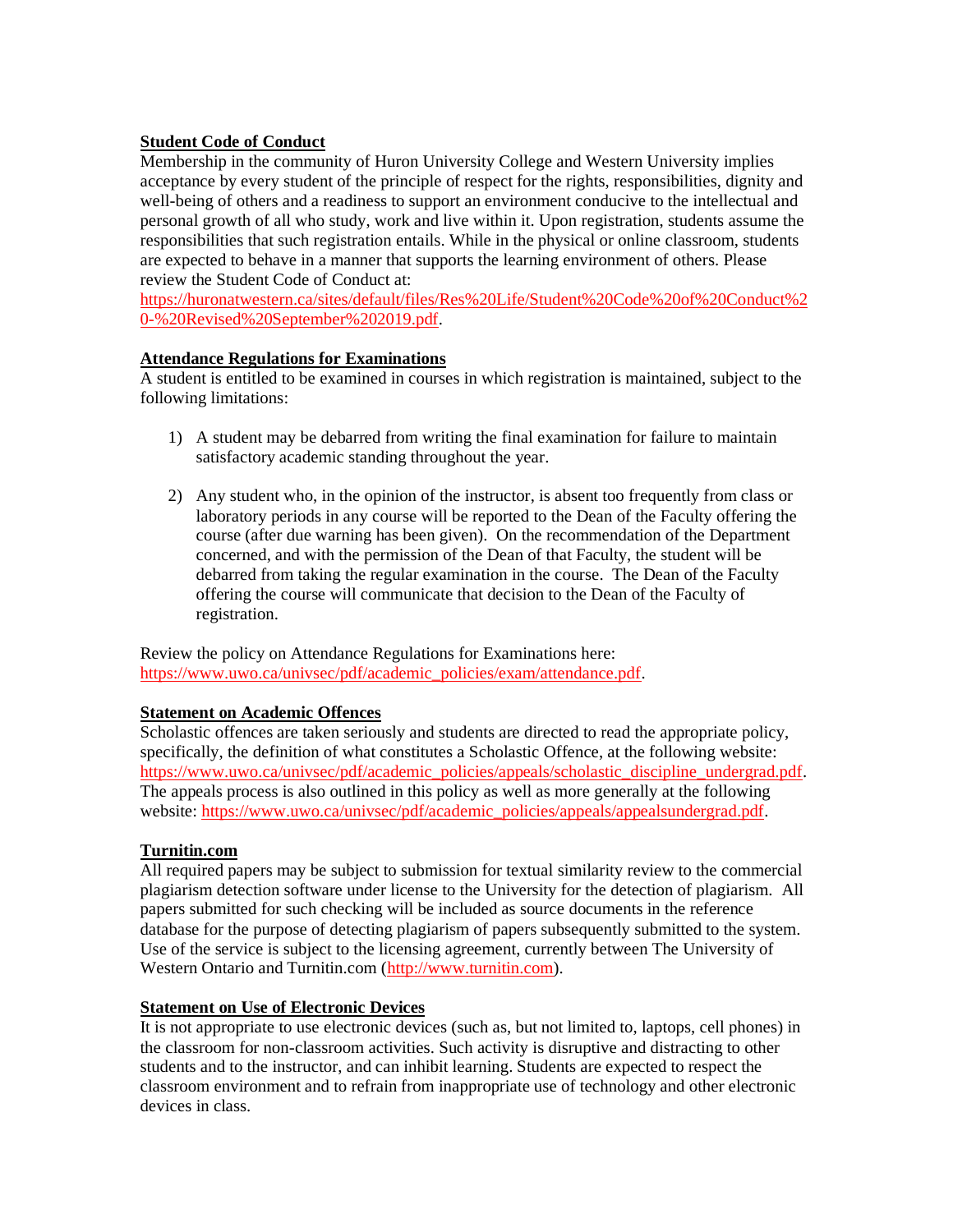**Student Code of Conduct**

Membership in the community of Huron University College and Western University implies acceptance by every student of the principle of respect for the rights, responsibilities, dignity and well-being of others and a readiness to support an environment conducive to the intellectual and personal growth of all who study, work and live within it. Upon registration, students assume the responsibilities that such registration entails. While in the physical or online classroom, students are expected to behave in a manner that supports the learning environment of others. Please review the Student Code of Conduct at: https://huronatwestern.ca/sites/default/files/Res%20Life/Student%20Code%20of%20Conduct%20-%20Revised%20September%202019.pdf.

**Attendance Regulations for Examinations**

A student is entitled to be examined in courses in which registration is maintained, subject to the following limitations:

1) A student may be debarred from writing the final examination for failure to maintain satisfactory academic standing throughout the year.

2) Any student who, in the opinion of the instructor, is absent too frequently from class or laboratory periods in any course will be reported to the Dean of the Faculty offering the course (after due warning has been given). On the recommendation of the Department concerned, and with the permission of the Dean of that Faculty, the student will be debarred from taking the regular examination in the course. The Dean of the Faculty offering the course will communicate that decision to the Dean of the Faculty of registration.

Review the policy on Attendance Regulations for Examinations here: https://www.uwo.ca/univsec/pdf/academic_policies/exam/attendance.pdf.

**Statement on Academic Offences**

Scholastic offences are taken seriously and students are directed to read the appropriate policy, specifically, the definition of what constitutes a Scholastic Offence, at the following website: https://www.uwo.ca/univsec/pdf/academic_policies/appeals/scholastic_discipline_undergrad.pdf. The appeals process is also outlined in this policy as well as more generally at the following website: https://www.uwo.ca/univsec/pdf/academic_policies/appeals/appealsundergrad.pdf.

**Turnitin.com**

All required papers may be subject to submission for textual similarity review to the commercial plagiarism detection software under license to the University for the detection of plagiarism. All papers submitted for such checking will be included as source documents in the reference database for the purpose of detecting plagiarism of papers subsequently submitted to the system. Use of the service is subject to the licensing agreement, currently between The University of Western Ontario and Turnitin.com (http://www.turnitin.com).

**Statement on Use of Electronic Devices**

It is not appropriate to use electronic devices (such as, but not limited to, laptops, cell phones) in the classroom for non-classroom activities. Such activity is disruptive and distracting to other students and to the instructor, and can inhibit learning. Students are expected to respect the classroom environment and to refrain from inappropriate use of technology and other electronic devices in class.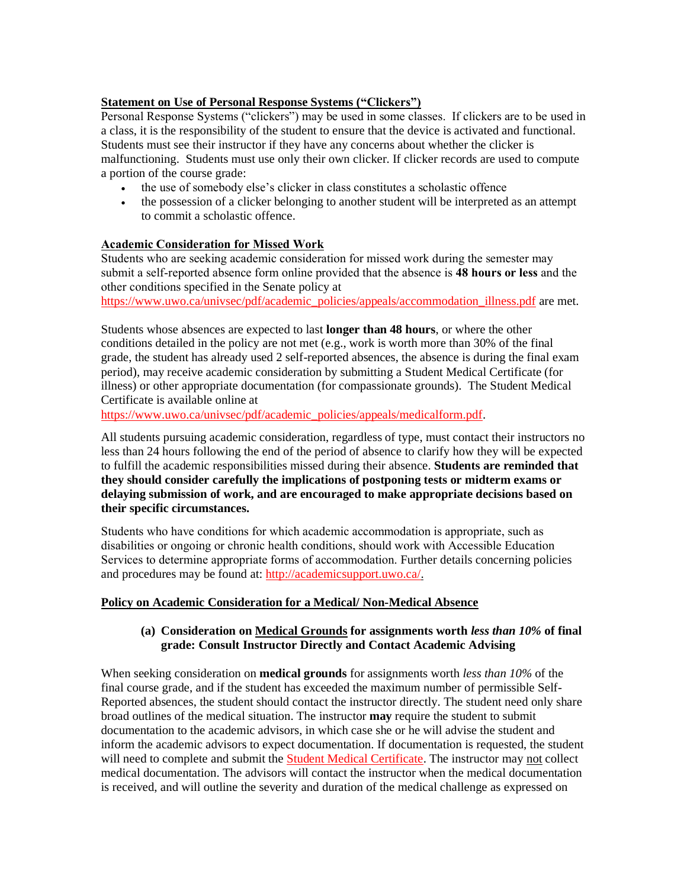**Statement on Use of Personal Response Systems ("Clickers")**

Personal Response Systems ("clickers") may be used in some classes. If clickers are to be used in a class, it is the responsibility of the student to ensure that the device is activated and functional. Students must see their instructor if they have any concerns about whether the clicker is malfunctioning. Students must use only their own clicker. If clicker records are used to compute a portion of the course grade:

- the use of somebody else's clicker in class constitutes a scholastic offence
- the possession of a clicker belonging to another student will be interpreted as an attempt to commit a scholastic offence.

**Academic Consideration for Missed Work**

Students who are seeking academic consideration for missed work during the semester may submit a self-reported absence form online provided that the absence is **48 hours or less** and the other conditions specified in the Senate policy at https://www.uwo.ca/univsec/pdf/academic_policies/appeals/accommodation_illness.pdf are met.

Students whose absences are expected to last **longer than 48 hours**, or where the other conditions detailed in the policy are not met (e.g., work is worth more than 30% of the final grade, the student has already used 2 self-reported absences, the absence is during the final exam period), may receive academic consideration by submitting a Student Medical Certificate (for illness) or other appropriate documentation (for compassionate grounds). The Student Medical Certificate is available online at https://www.uwo.ca/univsec/pdf/academic_policies/appeals/medicalform.pdf.

All students pursuing academic consideration, regardless of type, must contact their instructors no less than 24 hours following the end of the period of absence to clarify how they will be expected to fulfill the academic responsibilities missed during their absence. **Students are reminded that they should consider carefully the implications of postponing tests or midterm exams or delaying submission of work, and are encouraged to make appropriate decisions based on their specific circumstances.**

Students who have conditions for which academic accommodation is appropriate, such as disabilities or ongoing or chronic health conditions, should work with Accessible Education Services to determine appropriate forms of accommodation. Further details concerning policies and procedures may be found at: http://academicsupport.uwo.ca/.

**Policy on Academic Consideration for a Medical/ Non-Medical Absence**

**(a) Consideration on Medical Grounds for assignments worth *less than 10%* of final grade: Consult Instructor Directly and Contact Academic Advising**

When seeking consideration on **medical grounds** for assignments worth *less than 10%* of the final course grade, and if the student has exceeded the maximum number of permissible Self-Reported absences, the student should contact the instructor directly. The student need only share broad outlines of the medical situation. The instructor **may** require the student to submit documentation to the academic advisors, in which case she or he will advise the student and inform the academic advisors to expect documentation. If documentation is requested, the student will need to complete and submit the Student Medical Certificate. The instructor may not collect medical documentation. The advisors will contact the instructor when the medical documentation is received, and will outline the severity and duration of the medical challenge as expressed on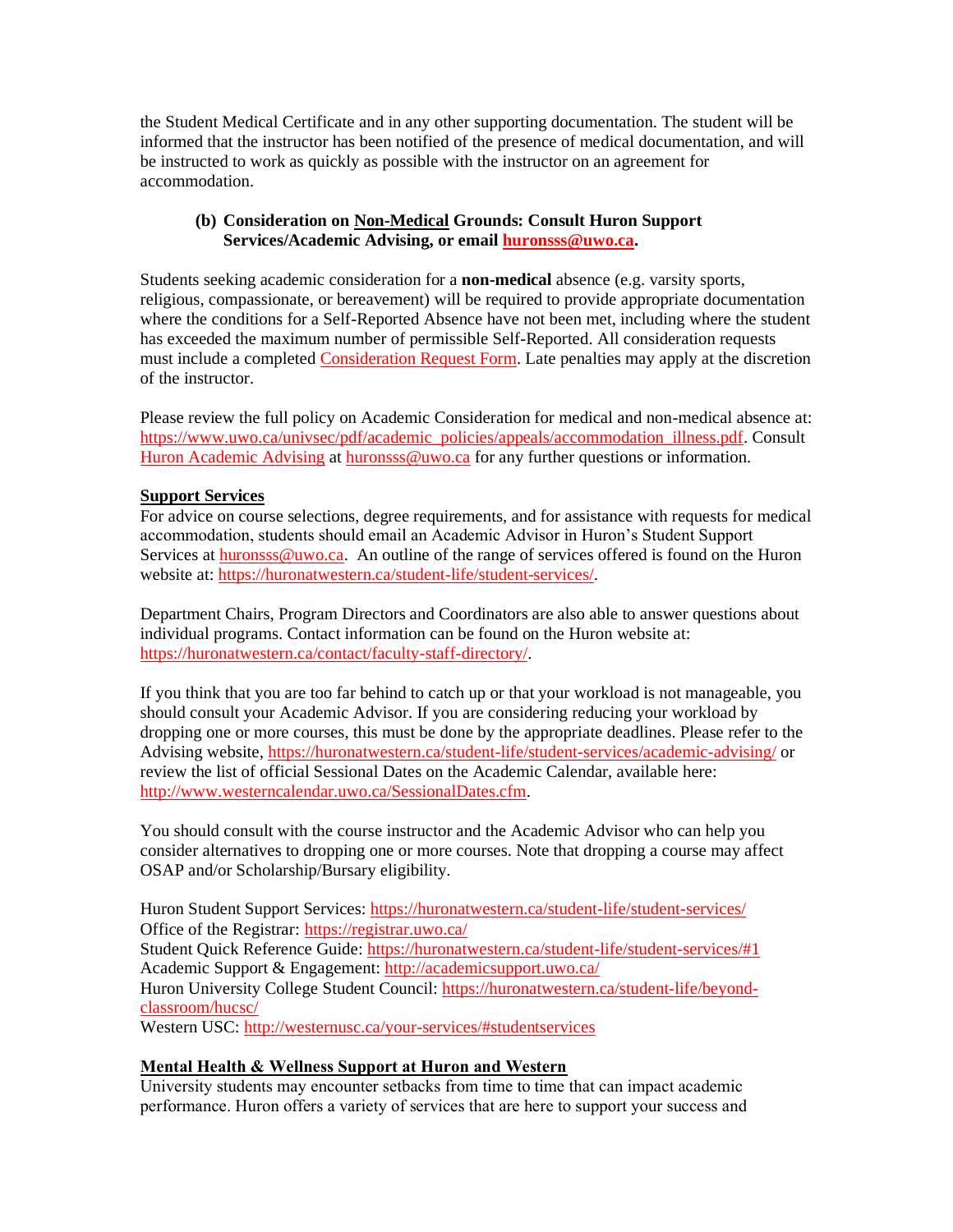the Student Medical Certificate and in any other supporting documentation. The student will be informed that the instructor has been notified of the presence of medical documentation, and will be instructed to work as quickly as possible with the instructor on an agreement for accommodation.

**(b) Consideration on Non-Medical Grounds: Consult Huron Support Services/Academic Advising, or email huronsss@uwo.ca.**

Students seeking academic consideration for a **non-medical** absence (e.g. varsity sports, religious, compassionate, or bereavement) will be required to provide appropriate documentation where the conditions for a Self-Reported Absence have not been met, including where the student has exceeded the maximum number of permissible Self-Reported. All consideration requests must include a completed Consideration Request Form. Late penalties may apply at the discretion of the instructor.

Please review the full policy on Academic Consideration for medical and non-medical absence at: https://www.uwo.ca/univsec/pdf/academic_policies/appeals/accommodation_illness.pdf. Consult Huron Academic Advising at huronsss@uwo.ca for any further questions or information.

**Support Services**

For advice on course selections, degree requirements, and for assistance with requests for medical accommodation, students should email an Academic Advisor in Huron's Student Support Services at huronsss@uwo.ca. An outline of the range of services offered is found on the Huron website at: https://huronatwestern.ca/student-life/student-services/.

Department Chairs, Program Directors and Coordinators are also able to answer questions about individual programs. Contact information can be found on the Huron website at: https://huronatwestern.ca/contact/faculty-staff-directory/.

If you think that you are too far behind to catch up or that your workload is not manageable, you should consult your Academic Advisor. If you are considering reducing your workload by dropping one or more courses, this must be done by the appropriate deadlines. Please refer to the Advising website, https://huronatwestern.ca/student-life/student-services/academic-advising/ or review the list of official Sessional Dates on the Academic Calendar, available here: http://www.westerncalendar.uwo.ca/SessionalDates.cfm.

You should consult with the course instructor and the Academic Advisor who can help you consider alternatives to dropping one or more courses. Note that dropping a course may affect OSAP and/or Scholarship/Bursary eligibility.

Huron Student Support Services: https://huronatwestern.ca/student-life/student-services/
Office of the Registrar: https://registrar.uwo.ca/
Student Quick Reference Guide: https://huronatwestern.ca/student-life/student-services/#1
Academic Support & Engagement: http://academicsupport.uwo.ca/
Huron University College Student Council: https://huronatwestern.ca/student-life/beyond-classroom/hucsc/
Western USC: http://westernusc.ca/your-services/#studentservices

**Mental Health & Wellness Support at Huron and Western**

University students may encounter setbacks from time to time that can impact academic performance. Huron offers a variety of services that are here to support your success and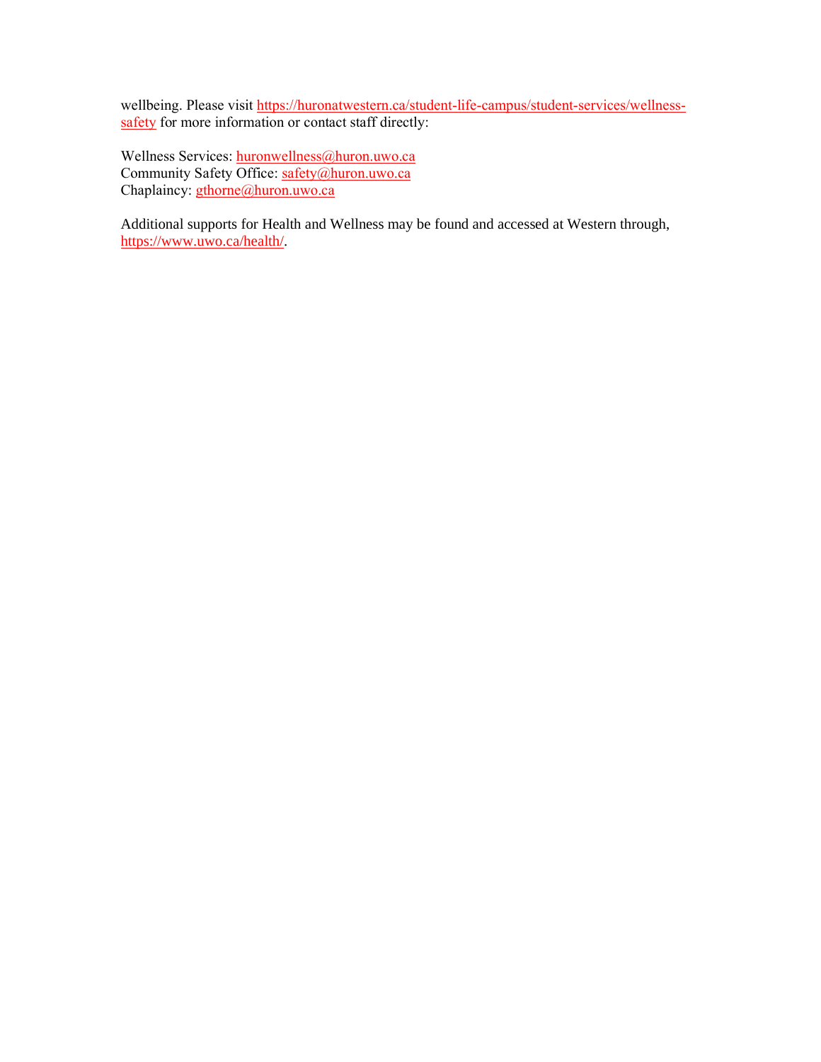wellbeing. Please visit https://huronatwestern.ca/student-life-campus/student-services/wellness-safety for more information or contact staff directly:

Wellness Services: huronwellness@huron.uwo.ca  
Community Safety Office: safety@huron.uwo.ca  
Chaplaincy: gthorne@huron.uwo.ca

Additional supports for Health and Wellness may be found and accessed at Western through, https://www.uwo.ca/health/.